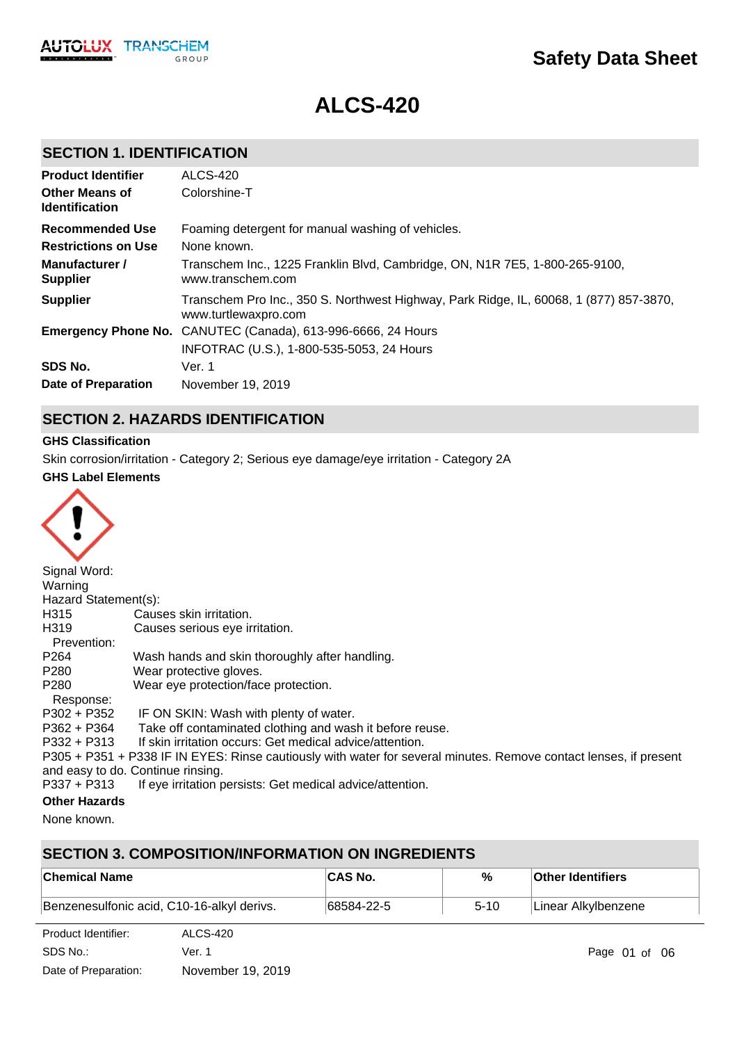# Safety Data Sheet

# ALCS-420

## SECTION 1. IDENTIFICATION

| | |
|---|---|
| **Product Identifier** | ALCS-420 |
| **Other Means of Identification** | Colorshine-T |
| **Recommended Use** | Foaming detergent for manual washing of vehicles. |
| **Restrictions on Use** | None known. |
| **Manufacturer / Supplier** | Transchem Inc., 1225 Franklin Blvd, Cambridge, ON, N1R 7E5, 1-800-265-9100, www.transchem.com |
| **Supplier** | Transchem Pro Inc., 350 S. Northwest Highway, Park Ridge, IL, 60068, 1 (877) 857-3870, www.turtlewaxpro.com |
| **Emergency Phone No.** | CANUTEC (Canada), 613-996-6666, 24 Hours<br>INFOTRAC (U.S.), 1-800-535-5053, 24 Hours |
| **SDS No.** | Ver. 1 |
| **Date of Preparation** | November 19, 2019 |

## SECTION 2. HAZARDS IDENTIFICATION

**GHS Classification**

Skin corrosion/irritation - Category 2; Serious eye damage/eye irritation - Category 2A

**GHS Label Elements**

Signal Word:
Warning

Hazard Statement(s):

H315 Causes skin irritation.
H319 Causes serious eye irritation.

Prevention:

P264 Wash hands and skin thoroughly after handling.
P280 Wear protective gloves.
P280 Wear eye protection/face protection.

Response:

P302 + P352 IF ON SKIN: Wash with plenty of water.
P362 + P364 Take off contaminated clothing and wash it before reuse.
P332 + P313 If skin irritation occurs: Get medical advice/attention.
P305 + P351 + P338 IF IN EYES: Rinse cautiously with water for several minutes. Remove contact lenses, if present and easy to do. Continue rinsing.
P337 + P313 If eye irritation persists: Get medical advice/attention.

**Other Hazards**

None known.

## SECTION 3. COMPOSITION/INFORMATION ON INGREDIENTS

| Chemical Name | CAS No. | % | Other Identifiers |
|---|---|---|---|
| Benzenesulfonic acid, C10-16-alkyl derivs. | 68584-22-5 | 5-10 | Linear Alkylbenzene |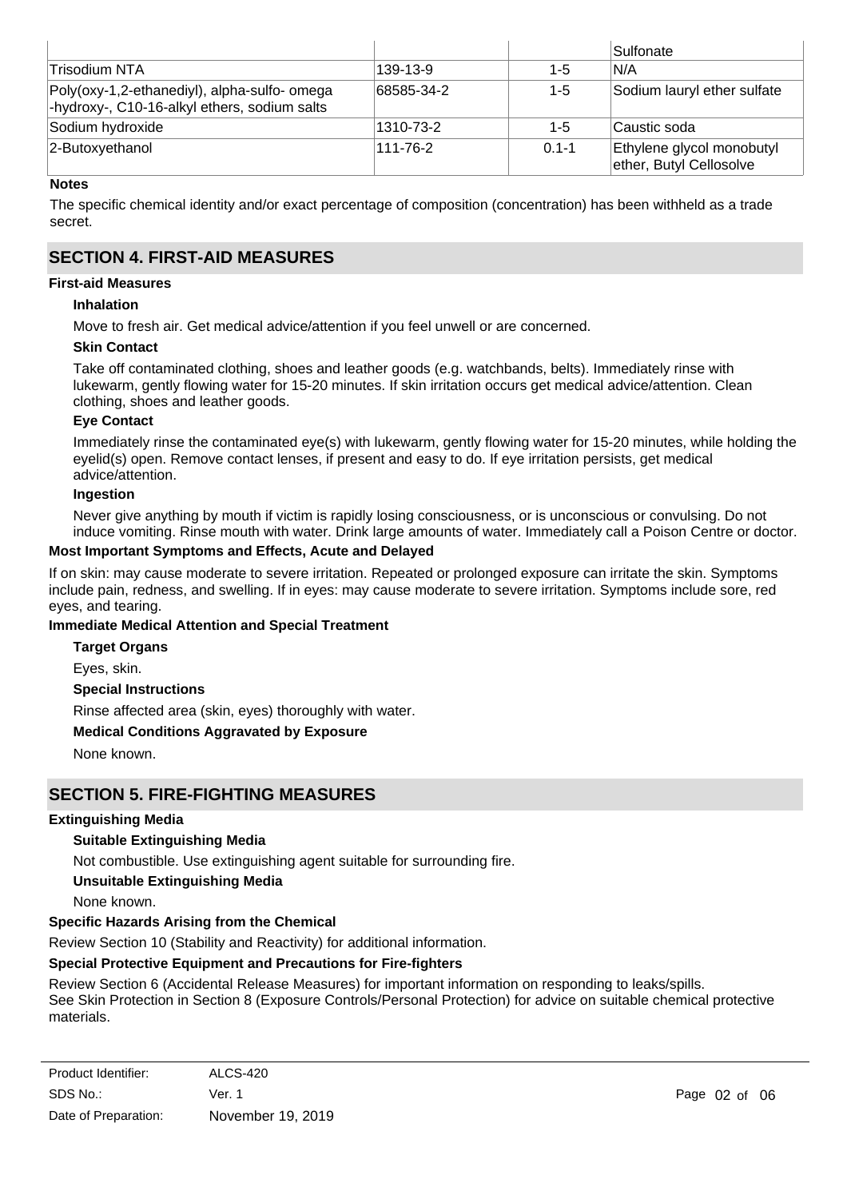| | | | Sulfonate |
|---|---|---|---|
| Trisodium NTA | 139-13-9 | 1-5 | N/A |
| Poly(oxy-1,2-ethanediyl), alpha-sulfo- omega -hydroxy-, C10-16-alkyl ethers, sodium salts | 68585-34-2 | 1-5 | Sodium lauryl ether sulfate |
| Sodium hydroxide | 1310-73-2 | 1-5 | Caustic soda |
| 2-Butoxyethanol | 111-76-2 | 0.1-1 | Ethylene glycol monobutyl ether, Butyl Cellosolve |

**Notes**

The specific chemical identity and/or exact percentage of composition (concentration) has been withheld as a trade secret.

## SECTION 4. FIRST-AID MEASURES

**First-aid Measures**

**Inhalation**

Move to fresh air. Get medical advice/attention if you feel unwell or are concerned.

**Skin Contact**

Take off contaminated clothing, shoes and leather goods (e.g. watchbands, belts). Immediately rinse with lukewarm, gently flowing water for 15-20 minutes. If skin irritation occurs get medical advice/attention. Clean clothing, shoes and leather goods.

**Eye Contact**

Immediately rinse the contaminated eye(s) with lukewarm, gently flowing water for 15-20 minutes, while holding the eyelid(s) open. Remove contact lenses, if present and easy to do. If eye irritation persists, get medical advice/attention.

**Ingestion**

Never give anything by mouth if victim is rapidly losing consciousness, or is unconscious or convulsing. Do not induce vomiting. Rinse mouth with water. Drink large amounts of water. Immediately call a Poison Centre or doctor.

**Most Important Symptoms and Effects, Acute and Delayed**

If on skin: may cause moderate to severe irritation. Repeated or prolonged exposure can irritate the skin. Symptoms include pain, redness, and swelling. If in eyes: may cause moderate to severe irritation. Symptoms include sore, red eyes, and tearing.

**Immediate Medical Attention and Special Treatment**

**Target Organs**

Eyes, skin.

**Special Instructions**

Rinse affected area (skin, eyes) thoroughly with water.

**Medical Conditions Aggravated by Exposure**

None known.

## SECTION 5. FIRE-FIGHTING MEASURES

**Extinguishing Media**

**Suitable Extinguishing Media**

Not combustible. Use extinguishing agent suitable for surrounding fire.

**Unsuitable Extinguishing Media**

None known.

**Specific Hazards Arising from the Chemical**

Review Section 10 (Stability and Reactivity) for additional information.

**Special Protective Equipment and Precautions for Fire-fighters**

Review Section 6 (Accidental Release Measures) for important information on responding to leaks/spills.
See Skin Protection in Section 8 (Exposure Controls/Personal Protection) for advice on suitable chemical protective materials.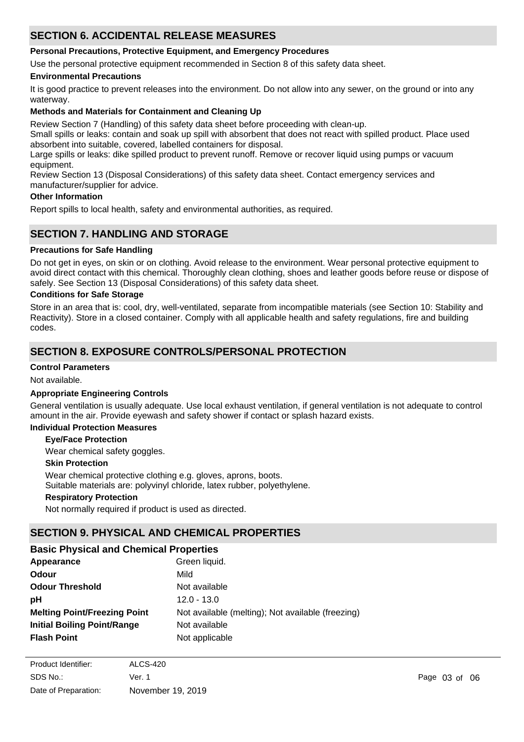## SECTION 6. ACCIDENTAL RELEASE MEASURES

**Personal Precautions, Protective Equipment, and Emergency Procedures**

Use the personal protective equipment recommended in Section 8 of this safety data sheet.

**Environmental Precautions**

It is good practice to prevent releases into the environment. Do not allow into any sewer, on the ground or into any waterway.

**Methods and Materials for Containment and Cleaning Up**

Review Section 7 (Handling) of this safety data sheet before proceeding with clean-up.
Small spills or leaks: contain and soak up spill with absorbent that does not react with spilled product. Place used absorbent into suitable, covered, labelled containers for disposal.
Large spills or leaks: dike spilled product to prevent runoff. Remove or recover liquid using pumps or vacuum equipment.
Review Section 13 (Disposal Considerations) of this safety data sheet. Contact emergency services and manufacturer/supplier for advice.

**Other Information**

Report spills to local health, safety and environmental authorities, as required.

## SECTION 7. HANDLING AND STORAGE

**Precautions for Safe Handling**

Do not get in eyes, on skin or on clothing. Avoid release to the environment. Wear personal protective equipment to avoid direct contact with this chemical. Thoroughly clean clothing, shoes and leather goods before reuse or dispose of safely. See Section 13 (Disposal Considerations) of this safety data sheet.

**Conditions for Safe Storage**

Store in an area that is: cool, dry, well-ventilated, separate from incompatible materials (see Section 10: Stability and Reactivity). Store in a closed container. Comply with all applicable health and safety regulations, fire and building codes.

## SECTION 8. EXPOSURE CONTROLS/PERSONAL PROTECTION

**Control Parameters**

Not available.

**Appropriate Engineering Controls**

General ventilation is usually adequate. Use local exhaust ventilation, if general ventilation is not adequate to control amount in the air. Provide eyewash and safety shower if contact or splash hazard exists.

**Individual Protection Measures**

**Eye/Face Protection**

Wear chemical safety goggles.

**Skin Protection**

Wear chemical protective clothing e.g. gloves, aprons, boots.
Suitable materials are: polyvinyl chloride, latex rubber, polyethylene.

**Respiratory Protection**

Not normally required if product is used as directed.

## SECTION 9. PHYSICAL AND CHEMICAL PROPERTIES

### Basic Physical and Chemical Properties

| | |
|---|---|
| **Appearance** | Green liquid. |
| **Odour** | Mild |
| **Odour Threshold** | Not available |
| **pH** | 12.0 - 13.0 |
| **Melting Point/Freezing Point** | Not available (melting); Not available (freezing) |
| **Initial Boiling Point/Range** | Not available |
| **Flash Point** | Not applicable |

Product Identifier: ALCS-420
SDS No.: Ver. 1
Date of Preparation: November 19, 2019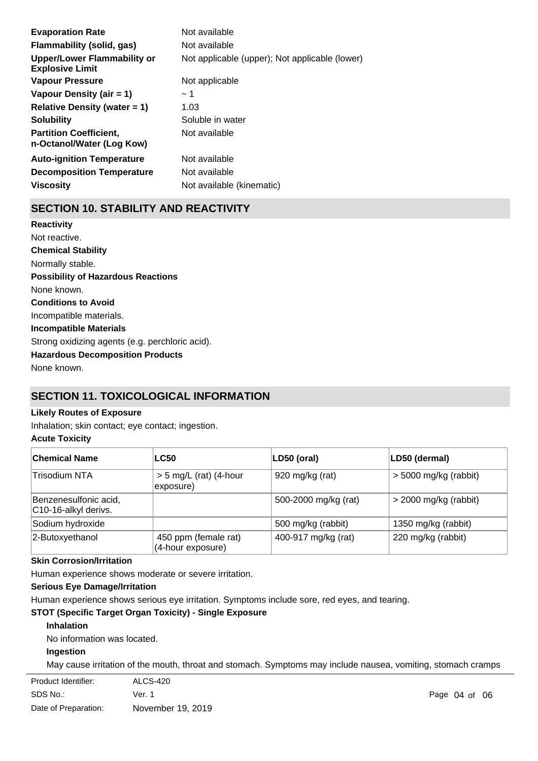| | |
|---|---|
| **Evaporation Rate** | Not available |
| **Flammability (solid, gas)** | Not available |
| **Upper/Lower Flammability or Explosive Limit** | Not applicable (upper); Not applicable (lower) |
| **Vapour Pressure** | Not applicable |
| **Vapour Density (air = 1)** | ~ 1 |
| **Relative Density (water = 1)** | 1.03 |
| **Solubility** | Soluble in water |
| **Partition Coefficient, n-Octanol/Water (Log Kow)** | Not available |
| **Auto-ignition Temperature** | Not available |
| **Decomposition Temperature** | Not available |
| **Viscosity** | Not available (kinematic) |

## SECTION 10. STABILITY AND REACTIVITY

**Reactivity**

Not reactive.

**Chemical Stability**

Normally stable.

**Possibility of Hazardous Reactions**

None known.

**Conditions to Avoid**

Incompatible materials.

**Incompatible Materials**

Strong oxidizing agents (e.g. perchloric acid).

**Hazardous Decomposition Products**

None known.

## SECTION 11. TOXICOLOGICAL INFORMATION

**Likely Routes of Exposure**

Inhalation; skin contact; eye contact; ingestion.

**Acute Toxicity**

| Chemical Name | LC50 | LD50 (oral) | LD50 (dermal) |
|---|---|---|---|
| Trisodium NTA | > 5 mg/L (rat) (4-hour exposure) | 920 mg/kg (rat) | > 5000 mg/kg (rabbit) |
| Benzenesulfonic acid, C10-16-alkyl derivs. | | 500-2000 mg/kg (rat) | > 2000 mg/kg (rabbit) |
| Sodium hydroxide | | 500 mg/kg (rabbit) | 1350 mg/kg (rabbit) |
| 2-Butoxyethanol | 450 ppm (female rat) (4-hour exposure) | 400-917 mg/kg (rat) | 220 mg/kg (rabbit) |

**Skin Corrosion/Irritation**

Human experience shows moderate or severe irritation.

**Serious Eye Damage/Irritation**

Human experience shows serious eye irritation. Symptoms include sore, red eyes, and tearing.

**STOT (Specific Target Organ Toxicity) - Single Exposure**

**Inhalation**

No information was located.

**Ingestion**

May cause irritation of the mouth, throat and stomach. Symptoms may include nausea, vomiting, stomach cramps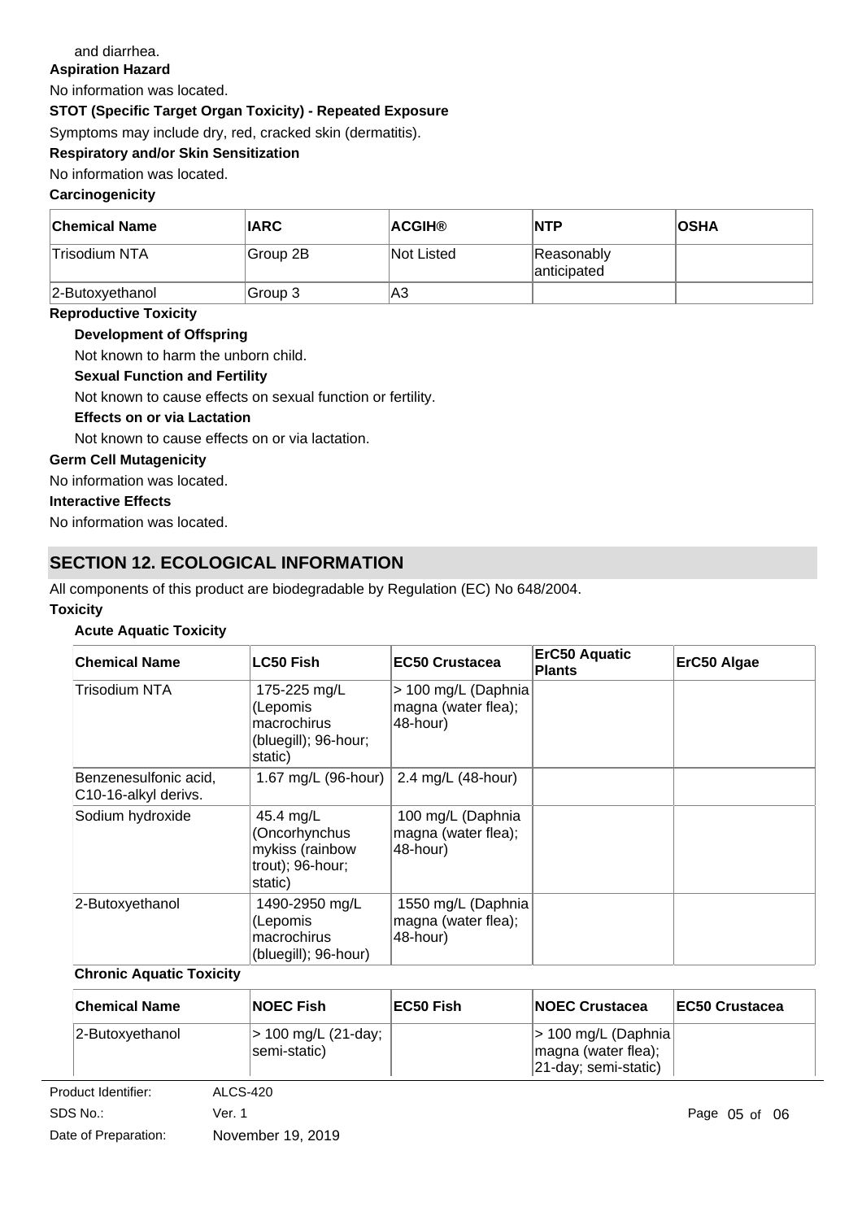and diarrhea.

**Aspiration Hazard**

No information was located.

**STOT (Specific Target Organ Toxicity) - Repeated Exposure**

Symptoms may include dry, red, cracked skin (dermatitis).

**Respiratory and/or Skin Sensitization**

No information was located.

**Carcinogenicity**

| Chemical Name | IARC | ACGIH® | NTP | OSHA |
|---|---|---|---|---|
| Trisodium NTA | Group 2B | Not Listed | Reasonably anticipated | |
| 2-Butoxyethanol | Group 3 | A3 | | |

**Reproductive Toxicity**

**Development of Offspring**

Not known to harm the unborn child.

**Sexual Function and Fertility**

Not known to cause effects on sexual function or fertility.

**Effects on or via Lactation**

Not known to cause effects on or via lactation.

**Germ Cell Mutagenicity**

No information was located.

**Interactive Effects**

No information was located.

## SECTION 12. ECOLOGICAL INFORMATION

All components of this product are biodegradable by Regulation (EC) No 648/2004.

**Toxicity**

**Acute Aquatic Toxicity**

| Chemical Name | LC50 Fish | EC50 Crustacea | ErC50 Aquatic Plants | ErC50 Algae |
|---|---|---|---|---|
| Trisodium NTA | 175-225 mg/L (Lepomis macrochirus (bluegill); 96-hour; static) | > 100 mg/L (Daphnia magna (water flea); 48-hour) | | |
| Benzenesulfonic acid, C10-16-alkyl derivs. | 1.67 mg/L (96-hour) | 2.4 mg/L (48-hour) | | |
| Sodium hydroxide | 45.4 mg/L (Oncorhynchus mykiss (rainbow trout); 96-hour; static) | 100 mg/L (Daphnia magna (water flea); 48-hour) | | |
| 2-Butoxyethanol | 1490-2950 mg/L (Lepomis macrochirus (bluegill); 96-hour) | 1550 mg/L (Daphnia magna (water flea); 48-hour) | | |

**Chronic Aquatic Toxicity**

| Chemical Name | NOEC Fish | EC50 Fish | NOEC Crustacea | EC50 Crustacea |
|---|---|---|---|---|
| 2-Butoxyethanol | > 100 mg/L (21-day; semi-static) | | > 100 mg/L (Daphnia magna (water flea); 21-day; semi-static) | |

Product Identifier: ALCS-420
SDS No.: Ver. 1
Date of Preparation: November 19, 2019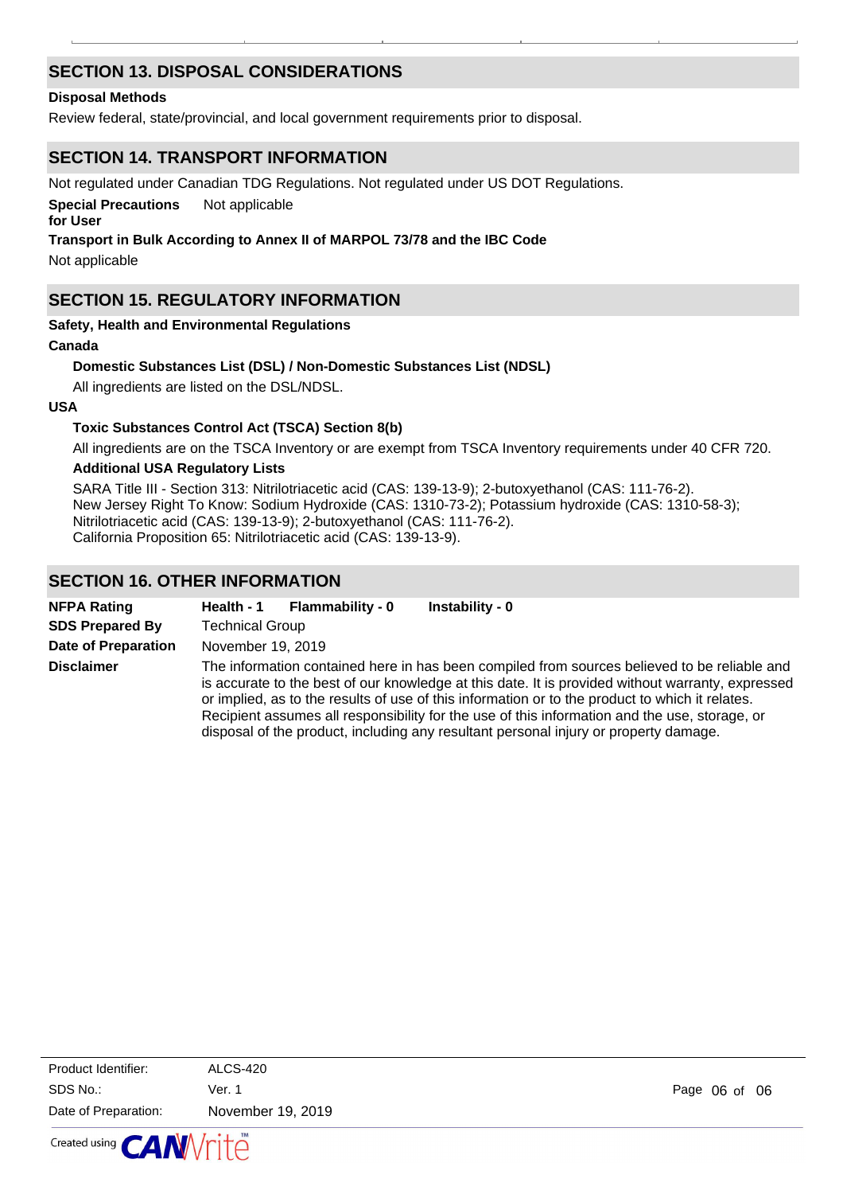## SECTION 13. DISPOSAL CONSIDERATIONS

**Disposal Methods**

Review federal, state/provincial, and local government requirements prior to disposal.

## SECTION 14. TRANSPORT INFORMATION

Not regulated under Canadian TDG Regulations. Not regulated under US DOT Regulations.

**Special Precautions for User** Not applicable

**Transport in Bulk According to Annex II of MARPOL 73/78 and the IBC Code**

Not applicable

## SECTION 15. REGULATORY INFORMATION

**Safety, Health and Environmental Regulations**

**Canada**

**Domestic Substances List (DSL) / Non-Domestic Substances List (NDSL)**

All ingredients are listed on the DSL/NDSL.

**USA**

**Toxic Substances Control Act (TSCA) Section 8(b)**

All ingredients are on the TSCA Inventory or are exempt from TSCA Inventory requirements under 40 CFR 720.

**Additional USA Regulatory Lists**

SARA Title III - Section 313: Nitrilotriacetic acid (CAS: 139-13-9); 2-butoxyethanol (CAS: 111-76-2).
New Jersey Right To Know: Sodium Hydroxide (CAS: 1310-73-2); Potassium hydroxide (CAS: 1310-58-3); Nitrilotriacetic acid (CAS: 139-13-9); 2-butoxyethanol (CAS: 111-76-2).
California Proposition 65: Nitrilotriacetic acid (CAS: 139-13-9).

## SECTION 16. OTHER INFORMATION

| | |
|---|---|
| **NFPA Rating** | **Health - 1** **Flammability - 0** **Instability - 0** |
| **SDS Prepared By** | Technical Group |
| **Date of Preparation** | November 19, 2019 |
| **Disclaimer** | The information contained here in has been compiled from sources believed to be reliable and is accurate to the best of our knowledge at this date. It is provided without warranty, expressed or implied, as to the results of use of this information or to the product to which it relates. Recipient assumes all responsibility for the use of this information and the use, storage, or disposal of the product, including any resultant personal injury or property damage. |